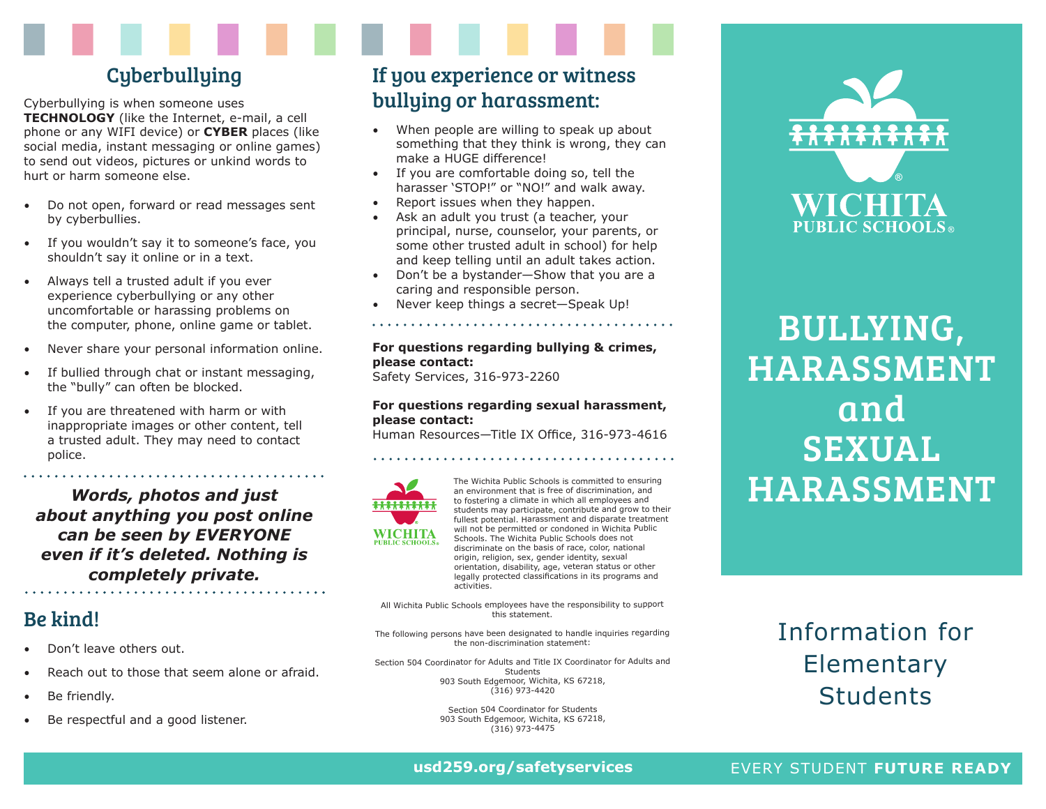## Cyberbullying

Cyberbullying is when someone uses **TECHNOLOGY** (like the Internet, e-mail, a cell phone or any WIFI device) or **CYBER** places (like social media, instant messaging or online games) to send out videos, pictures or unkind words to hurt or harm someone else.

- Do not open, forward or read messages sent by cyberbullies.
- If you wouldn't say it to someone's face, you shouldn't say it online or in a text.
- Always tell a trusted adult if you ever experience cyberbullying or any other uncomfortable or harassing problems on the computer, phone, online game or tablet.
- Never share your personal information online.
- If bullied through chat or instant messaging, the "bully" can often be blocked.
- If you are threatened with harm or with inappropriate images or other content, tell a trusted adult. They may need to contact police.

***Words, photos and just about anything you post online can be seen by EVERYONE even if it's deleted. Nothing is completely private.***

## Be kind!

- Don't leave others out.
- Reach out to those that seem alone or afraid.
- Be friendly.
- Be respectful and a good listener.

## If you experience or witness bullying or harassment:

- When people are willing to speak up about something that they think is wrong, they can make a HUGE difference!
- If you are comfortable doing so, tell the harasser 'STOP!" or "NO!" and walk away.
- Report issues when they happen.
- Ask an adult you trust (a teacher, your principal, nurse, counselor, your parents, or some other trusted adult in school) for help and keep telling until an adult takes action.
- Don't be a bystander—Show that you are a caring and responsible person.
- Never keep things a secret—Speak Up!

**For questions regarding bullying & crimes, please contact:**
Safety Services, 316-973-2260

**For questions regarding sexual harassment, please contact:**
Human Resources—Title IX Office, 316-973-4616

The Wichita Public Schools is committed to ensuring an environment that is free of discrimination, and to fostering a climate in which all employees and students may participate, contribute and grow to their fullest potential. Harassment and disparate treatment will not be permitted or condoned in Wichita Public Schools. The Wichita Public Schools does not discriminate on the basis of race, color, national origin, religion, sex, gender identity, sexual orientation, disability, age, veteran status or other legally protected classifications in its programs and activities.

All Wichita Public Schools employees have the responsibility to support this statement.

The following persons have been designated to handle inquiries regarding the non-discrimination statement:

Section 504 Coordinator for Adults and Title IX Coordinator for Adults and Students
903 South Edgemoor, Wichita, KS 67218,
(316) 973-4420

Section 504 Coordinator for Students
903 South Edgemoor, Wichita, KS 67218,
(316) 973-4475

usd259.org/safetyservices

WICHITA PUBLIC SCHOOLS

# BULLYING, HARASSMENT and SEXUAL HARASSMENT

Information for Elementary Students

EVERY STUDENT **FUTURE READY**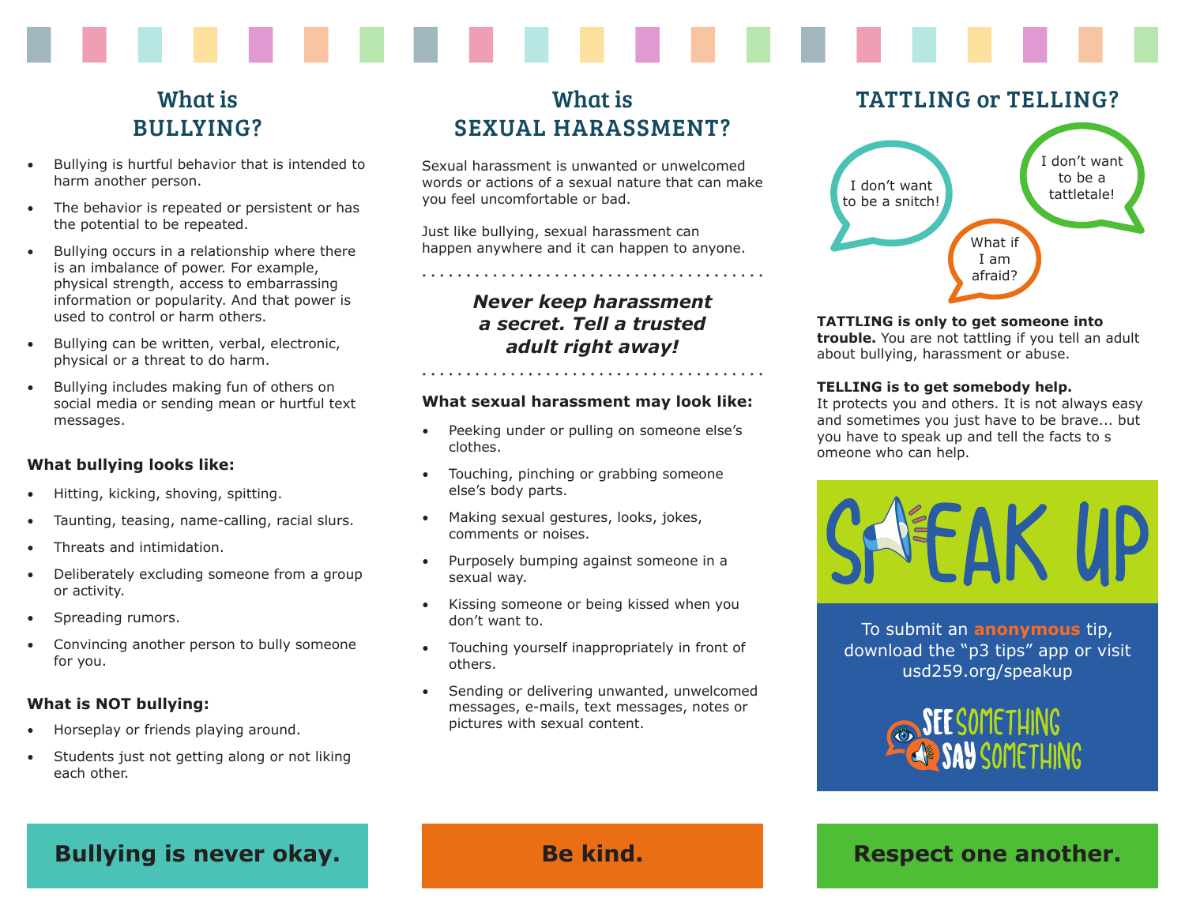## What is BULLYING?

- Bullying is hurtful behavior that is intended to harm another person.
- The behavior is repeated or persistent or has the potential to be repeated.
- Bullying occurs in a relationship where there is an imbalance of power. For example, physical strength, access to embarrassing information or popularity. And that power is used to control or harm others.
- Bullying can be written, verbal, electronic, physical or a threat to do harm.
- Bullying includes making fun of others on social media or sending mean or hurtful text messages.

**What bullying looks like:**

- Hitting, kicking, shoving, spitting.
- Taunting, teasing, name-calling, racial slurs.
- Threats and intimidation.
- Deliberately excluding someone from a group or activity.
- Spreading rumors.
- Convincing another person to bully someone for you.

**What is NOT bullying:**

- Horseplay or friends playing around.
- Students just not getting along or not liking each other.

**Bullying is never okay.**

## What is SEXUAL HARASSMENT?

Sexual harassment is unwanted or unwelcomed words or actions of a sexual nature that can make you feel uncomfortable or bad.

Just like bullying, sexual harassment can happen anywhere and it can happen to anyone.

***Never keep harassment a secret. Tell a trusted adult right away!***

**What sexual harassment may look like:**

- Peeking under or pulling on someone else's clothes.
- Touching, pinching or grabbing someone else's body parts.
- Making sexual gestures, looks, jokes, comments or noises.
- Purposely bumping against someone in a sexual way.
- Kissing someone or being kissed when you don't want to.
- Touching yourself inappropriately in front of others.
- Sending or delivering unwanted, unwelcomed messages, e-mails, text messages, notes or pictures with sexual content.

**Be kind.**

## TATTLING or TELLING?

I don't want to be a snitch!

What if I am afraid?

I don't want to be a tattletale!

**TATTLING is only to get someone into trouble.** You are not tattling if you tell an adult about bullying, harassment or abuse.

**TELLING is to get somebody help.** It protects you and others. It is not always easy and sometimes you just have to be brave... but you have to speak up and tell the facts to s omeone who can help.

SPEAK UP

To submit an **anonymous** tip, download the "p3 tips" app or visit usd259.org/speakup

SEE SOMETHING SAY SOMETHING

**Respect one another.**